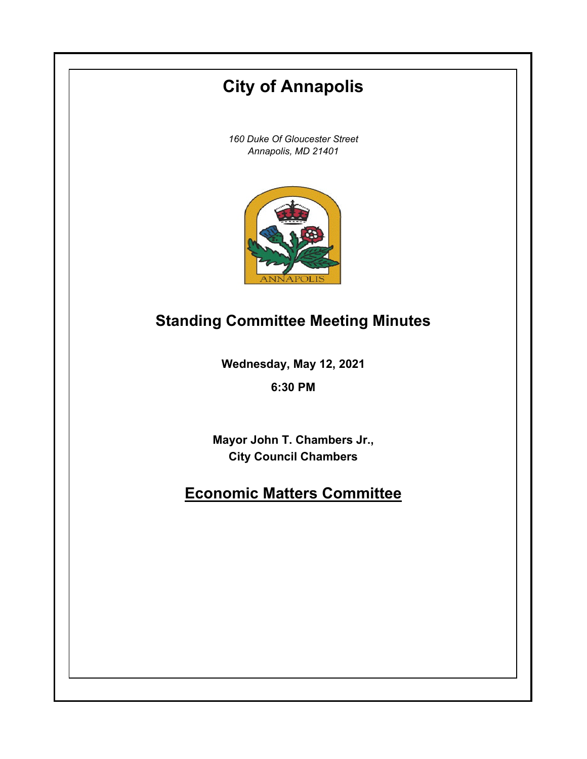# City of Annapolis

*160 Duke Of Gloucester Street*
*Annapolis, MD 21401*

## Standing Committee Meeting Minutes

**Wednesday, May 12, 2021**

**6:30 PM**

**Mayor John T. Chambers Jr.,**
**City Council Chambers**

## Economic Matters Committee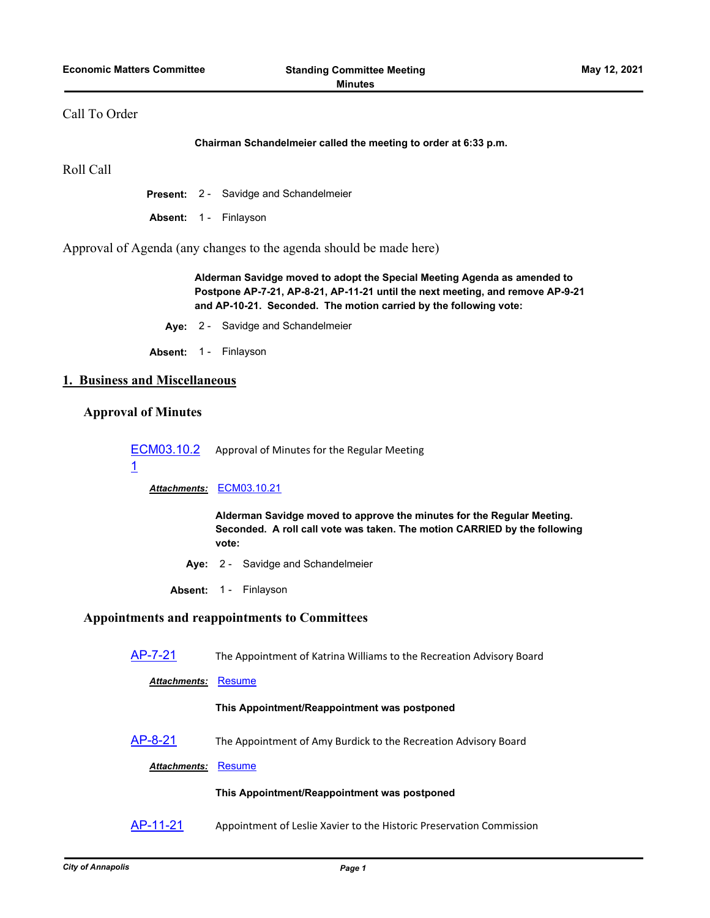Call To Order

**Chairman Schandelmeier called the meeting to order at 6:33 p.m.**

Roll Call

**Present:** 2 - Savidge and Schandelmeier

**Absent:** 1 - Finlayson

Approval of Agenda (any changes to the agenda should be made here)

**Alderman Savidge moved to adopt the Special Meeting Agenda as amended to Postpone AP-7-21, AP-8-21, AP-11-21 until the next meeting, and remove AP-9-21 and AP-10-21. Seconded. The motion carried by the following vote:**

**Aye:** 2 - Savidge and Schandelmeier

**Absent:** 1 - Finlayson

## 1. Business and Miscellaneous

### Approval of Minutes

ECM03.10.21 Approval of Minutes for the Regular Meeting

***Attachments:*** ECM03.10.21

**Alderman Savidge moved to approve the minutes for the Regular Meeting. Seconded. A roll call vote was taken. The motion CARRIED by the following vote:**

**Aye:** 2 - Savidge and Schandelmeier

**Absent:** 1 - Finlayson

### Appointments and reappointments to Committees

AP-7-21 The Appointment of Katrina Williams to the Recreation Advisory Board

***Attachments:*** Resume

**This Appointment/Reappointment was postponed**

AP-8-21 The Appointment of Amy Burdick to the Recreation Advisory Board

***Attachments:*** Resume

**This Appointment/Reappointment was postponed**

AP-11-21 Appointment of Leslie Xavier to the Historic Preservation Commission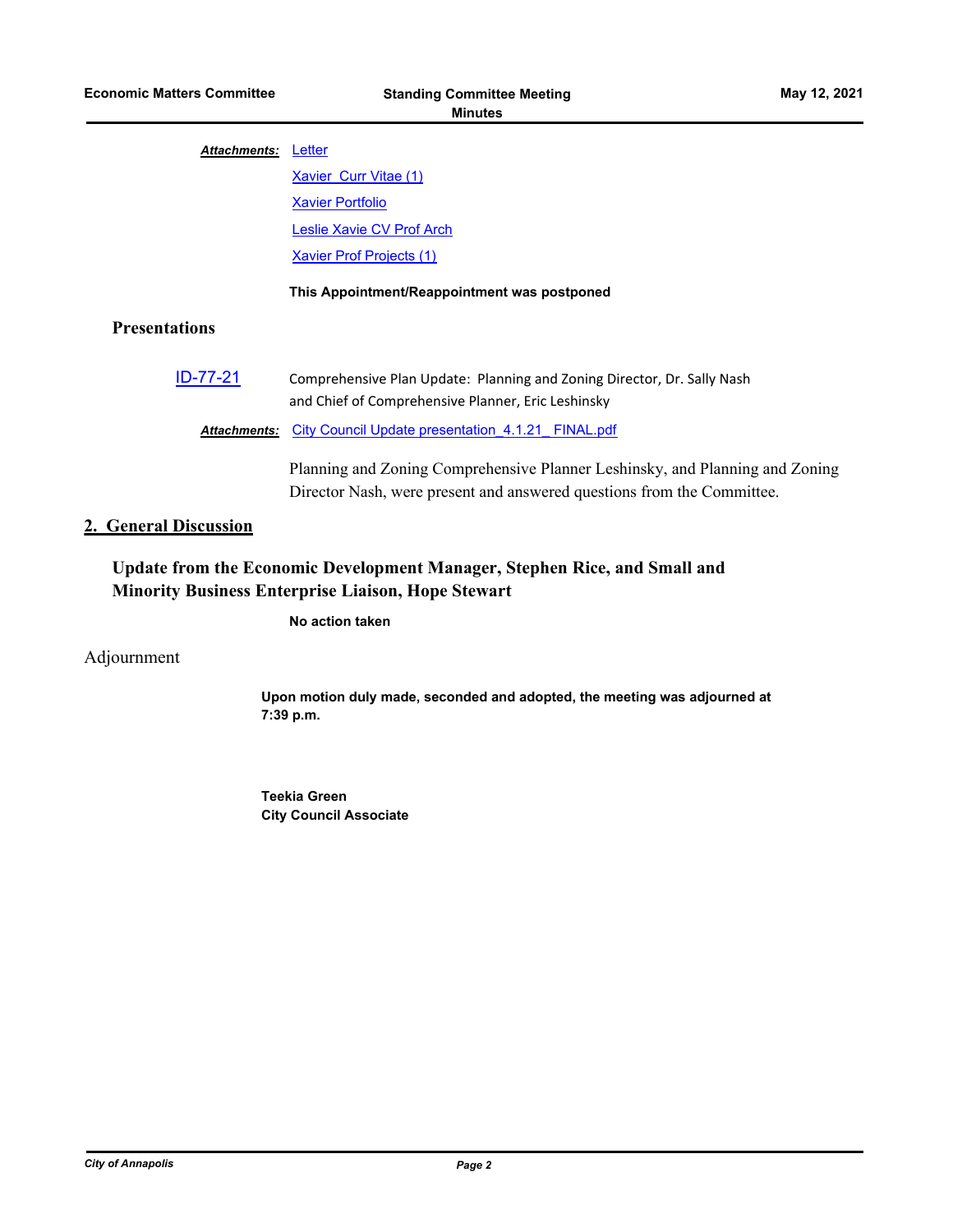***Attachments:*** Letter

Xavier_Curr Vitae (1)

Xavier Portfolio

Leslie Xavie CV Prof Arch

Xavier Prof Projects (1)

**This Appointment/Reappointment was postponed**

### Presentations

ID-77-21 Comprehensive Plan Update: Planning and Zoning Director, Dr. Sally Nash and Chief of Comprehensive Planner, Eric Leshinsky

***Attachments:*** City Council Update presentation_4.1.21_ FINAL.pdf

Planning and Zoning Comprehensive Planner Leshinsky, and Planning and Zoning Director Nash, were present and answered questions from the Committee.

## 2. General Discussion

### Update from the Economic Development Manager, Stephen Rice, and Small and Minority Business Enterprise Liaison, Hope Stewart

**No action taken**

Adjournment

**Upon motion duly made, seconded and adopted, the meeting was adjourned at 7:39 p.m.**

**Teekia Green**
**City Council Associate**